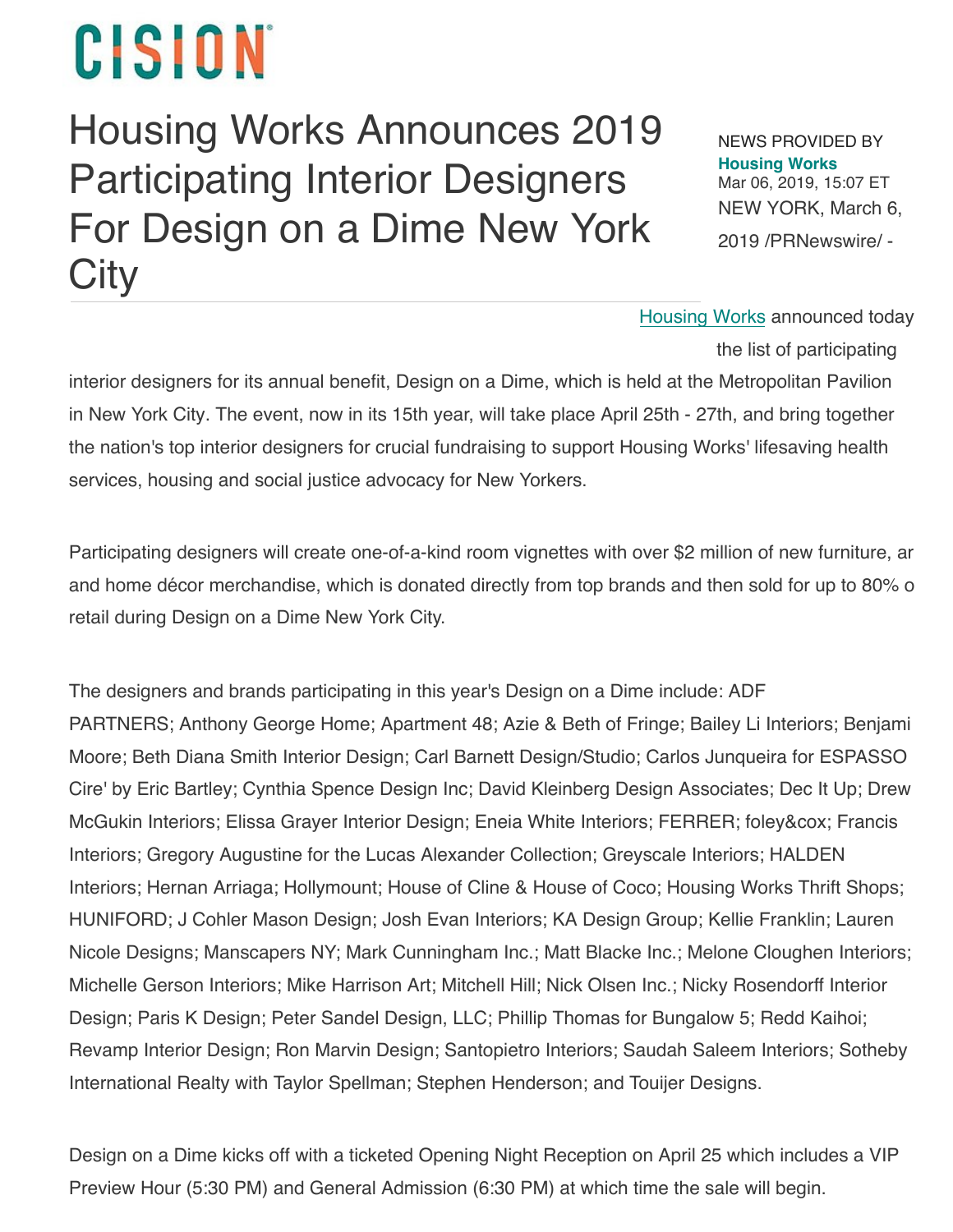CISION

# Housing Works Announces 2019 Participating Interior Designers For Design on a Dime New York City

NEWS PROVIDED BY
**Housing Works**
Mar 06, 2019, 15:07 ET

NEW YORK, March 6, 2019 /PRNewswire/ -

Housing Works announced today the list of participating interior designers for its annual benefit, Design on a Dime, which is held at the Metropolitan Pavilion in New York City. The event, now in its 15th year, will take place April 25th - 27th, and bring together the nation's top interior designers for crucial fundraising to support Housing Works' lifesaving health services, housing and social justice advocacy for New Yorkers.

Participating designers will create one-of-a-kind room vignettes with over $2 million of new furniture, ar and home décor merchandise, which is donated directly from top brands and then sold for up to 80% o retail during Design on a Dime New York City.

The designers and brands participating in this year's Design on a Dime include: ADF PARTNERS; Anthony George Home; Apartment 48; Azie & Beth of Fringe; Bailey Li Interiors; Benjami Moore; Beth Diana Smith Interior Design; Carl Barnett Design/Studio; Carlos Junqueira for ESPASSO Cire' by Eric Bartley; Cynthia Spence Design Inc; David Kleinberg Design Associates; Dec It Up; Drew McGukin Interiors; Elissa Grayer Interior Design; Eneia White Interiors; FERRER; foley&cox; Francis Interiors; Gregory Augustine for the Lucas Alexander Collection; Greyscale Interiors; HALDEN Interiors; Hernan Arriaga; Hollymount; House of Cline & House of Coco; Housing Works Thrift Shops; HUNIFORD; J Cohler Mason Design; Josh Evan Interiors; KA Design Group; Kellie Franklin; Lauren Nicole Designs; Manscapers NY; Mark Cunningham Inc.; Matt Blacke Inc.; Melone Cloughen Interiors; Michelle Gerson Interiors; Mike Harrison Art; Mitchell Hill; Nick Olsen Inc.; Nicky Rosendorff Interior Design; Paris K Design; Peter Sandel Design, LLC; Phillip Thomas for Bungalow 5; Redd Kaihoi; Revamp Interior Design; Ron Marvin Design; Santopietro Interiors; Saudah Saleem Interiors; Sotheby International Realty with Taylor Spellman; Stephen Henderson; and Touijer Designs.

Design on a Dime kicks off with a ticketed Opening Night Reception on April 25 which includes a VIP Preview Hour (5:30 PM) and General Admission (6:30 PM) at which time the sale will begin.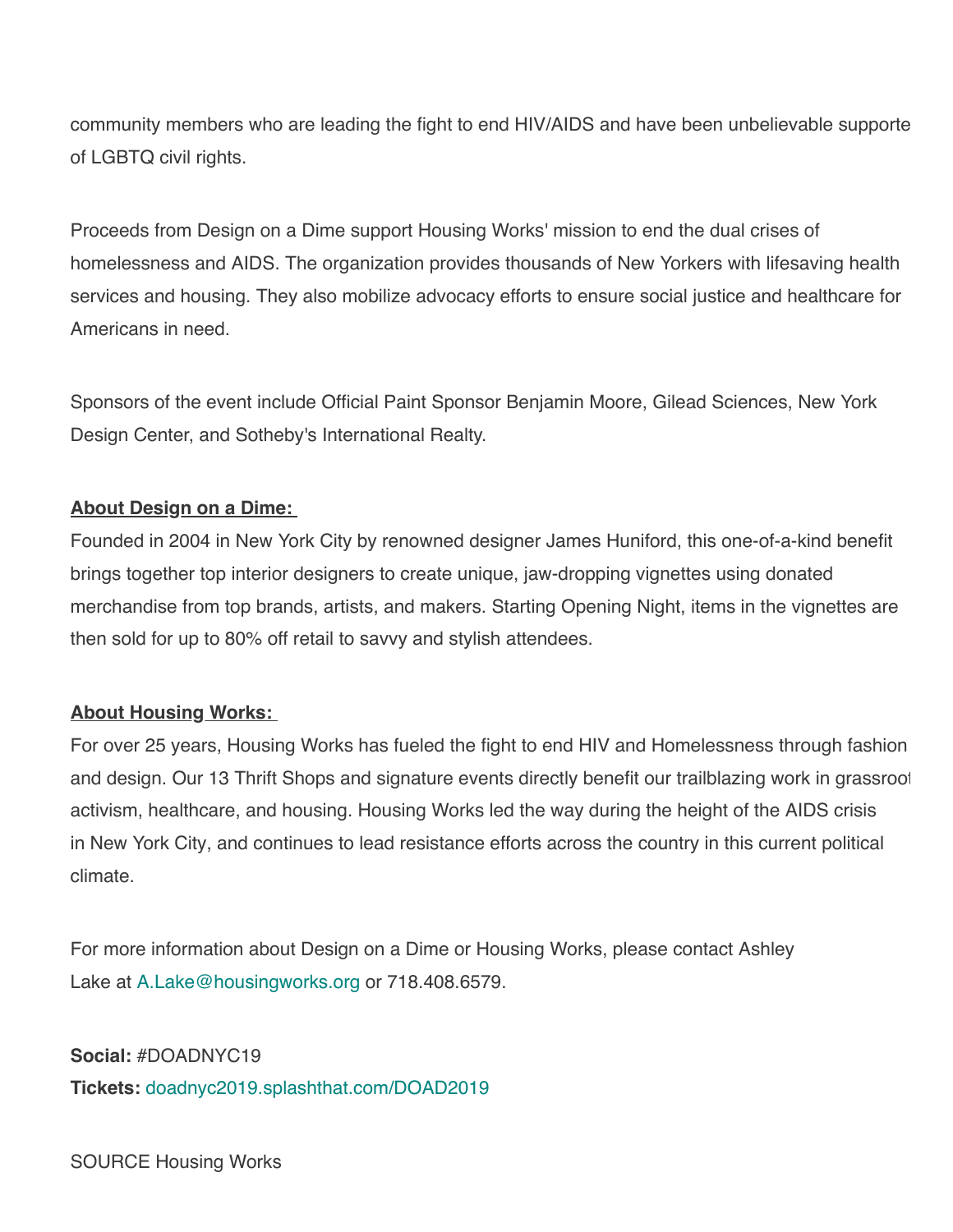community members who are leading the fight to end HIV/AIDS and have been unbelievable supporte of LGBTQ civil rights.

Proceeds from Design on a Dime support Housing Works' mission to end the dual crises of homelessness and AIDS. The organization provides thousands of New Yorkers with lifesaving health services and housing. They also mobilize advocacy efforts to ensure social justice and healthcare for Americans in need.

Sponsors of the event include Official Paint Sponsor Benjamin Moore, Gilead Sciences, New York Design Center, and Sotheby's International Realty.

**About Design on a Dime:**

Founded in 2004 in New York City by renowned designer James Huniford, this one-of-a-kind benefit brings together top interior designers to create unique, jaw-dropping vignettes using donated merchandise from top brands, artists, and makers. Starting Opening Night, items in the vignettes are then sold for up to 80% off retail to savvy and stylish attendees.

**About Housing Works:**

For over 25 years, Housing Works has fueled the fight to end HIV and Homelessness through fashion and design. Our 13 Thrift Shops and signature events directly benefit our trailblazing work in grassroot activism, healthcare, and housing. Housing Works led the way during the height of the AIDS crisis in New York City, and continues to lead resistance efforts across the country in this current political climate.

For more information about Design on a Dime or Housing Works, please contact Ashley Lake at A.Lake@housingworks.org or 718.408.6579.

**Social:** #DOADNYC19
**Tickets:** doadnyc2019.splashthat.com/DOAD2019

SOURCE Housing Works